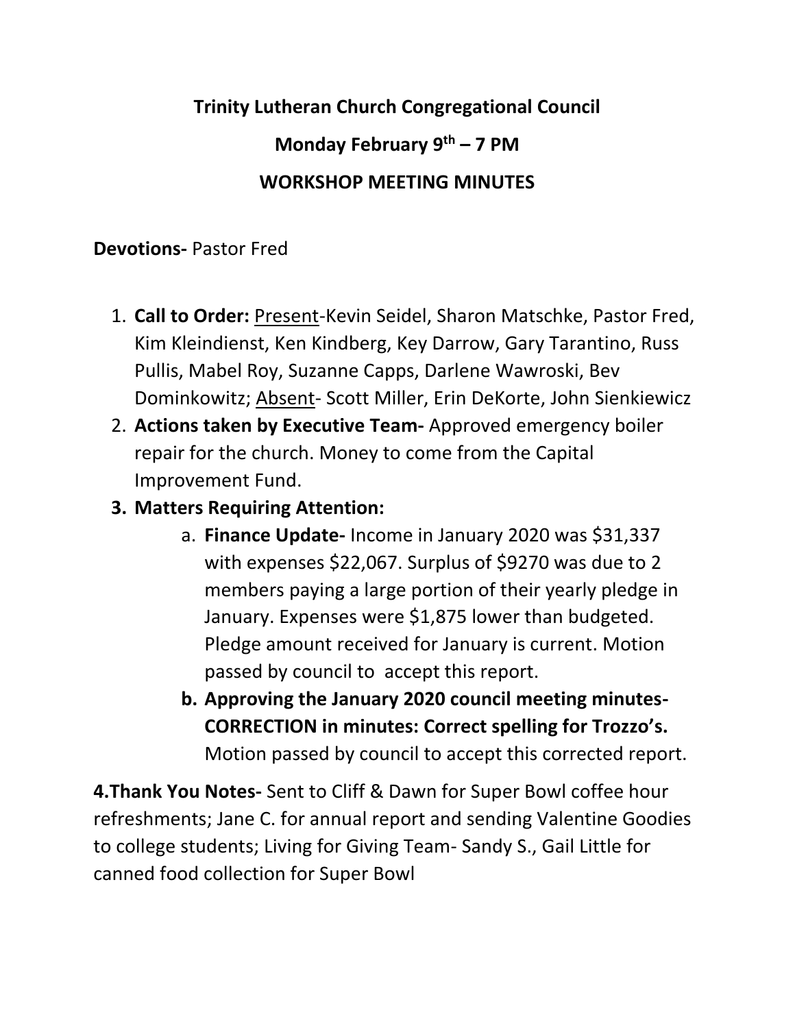**Trinity Lutheran Church Congregational Council**

**Monday February 9th – 7 PM**

**WORKSHOP MEETING MINUTES**

**Devotions-** Pastor Fred

1. **Call to Order:** Present-Kevin Seidel, Sharon Matschke, Pastor Fred, Kim Kleindienst, Ken Kindberg, Key Darrow, Gary Tarantino, Russ Pullis, Mabel Roy, Suzanne Capps, Darlene Wawroski, Bev Dominkowitz; Absent- Scott Miller, Erin DeKorte, John Sienkiewicz
2. **Actions taken by Executive Team-** Approved emergency boiler repair for the church. Money to come from the Capital Improvement Fund.
3. **Matters Requiring Attention:**
   a. **Finance Update-** Income in January 2020 was $31,337 with expenses $22,067. Surplus of $9270 was due to 2 members paying a large portion of their yearly pledge in January. Expenses were $1,875 lower than budgeted. Pledge amount received for January is current. Motion passed by council to accept this report.
   b. **Approving the January 2020 council meeting minutes- CORRECTION in minutes: Correct spelling for Trozzo's.** Motion passed by council to accept this corrected report.

**4.Thank You Notes-** Sent to Cliff & Dawn for Super Bowl coffee hour refreshments; Jane C. for annual report and sending Valentine Goodies to college students; Living for Giving Team- Sandy S., Gail Little for canned food collection for Super Bowl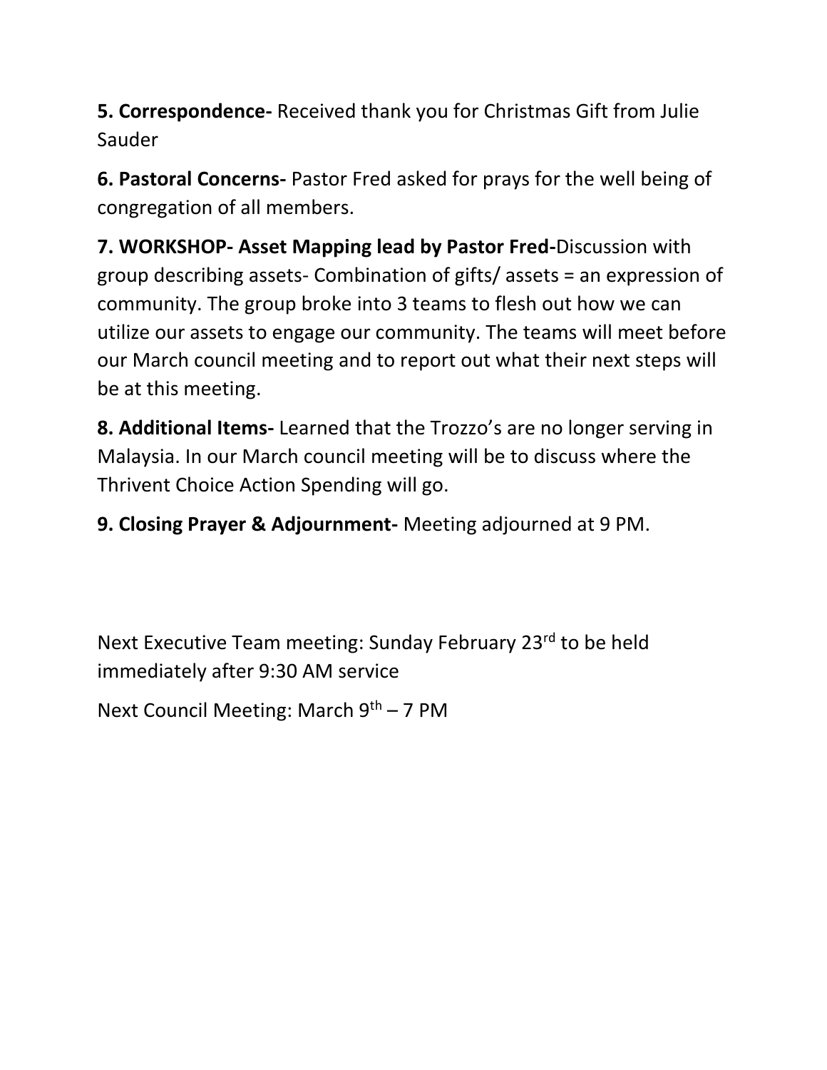**5. Correspondence-** Received thank you for Christmas Gift from Julie Sauder

**6. Pastoral Concerns-** Pastor Fred asked for prays for the well being of congregation of all members.

**7. WORKSHOP- Asset Mapping lead by Pastor Fred-**Discussion with group describing assets- Combination of gifts/ assets = an expression of community. The group broke into 3 teams to flesh out how we can utilize our assets to engage our community. The teams will meet before our March council meeting and to report out what their next steps will be at this meeting.

**8. Additional Items-** Learned that the Trozzo's are no longer serving in Malaysia. In our March council meeting will be to discuss where the Thrivent Choice Action Spending will go.

**9. Closing Prayer & Adjournment-** Meeting adjourned at 9 PM.

Next Executive Team meeting: Sunday February 23rd to be held immediately after 9:30 AM service

Next Council Meeting: March 9th – 7 PM